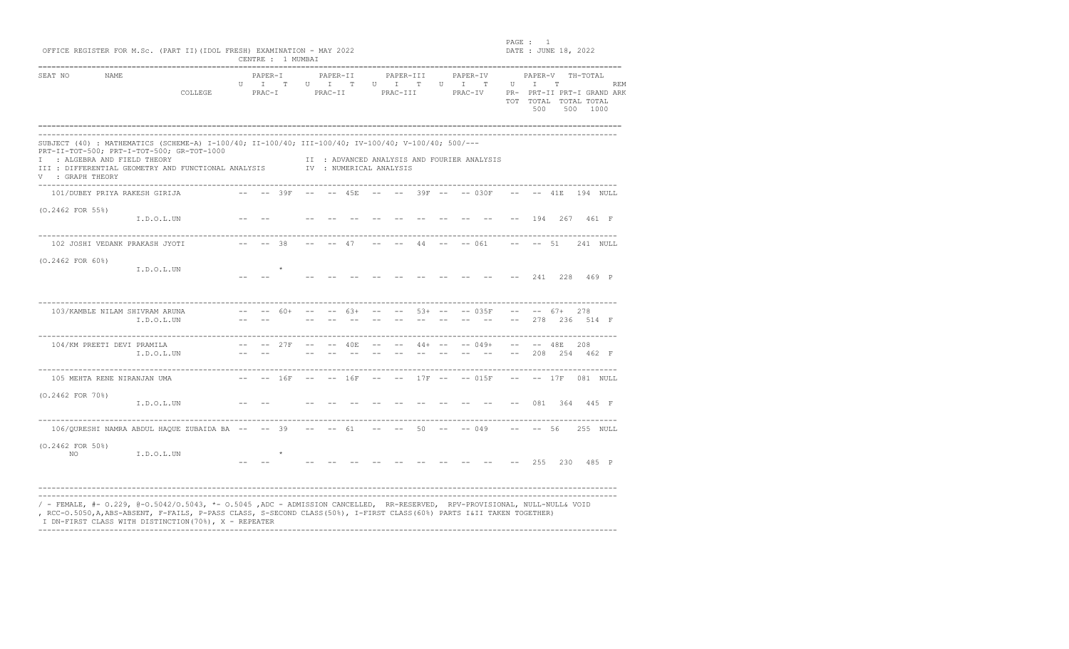OFFICE REGISTER FOR M.Sc. (PART II)(IDOL FRESH) EXAMINATION - MAY 2022

CENTRE : 1 MUMBAI

PAGE : 1

DATE : JUNE 18, 2022

| SEAT NO | NAME | COLLEGE | PAPER-I U | I | T | PAPER-II U | I | T | PAPER-III U | I | T | PAPER-IV U | I | T | PAPER-V U | I | T | TH-TOTAL | REMARK |
|---|---|---|---|---|---|---|---|---|---|---|---|---|---|---|---|---|---|---|---|
| | | | PRAC-I | | | PRAC-II | | | PRAC-III | | | PRAC-IV | | | PR-TOT | PRT-II TOTAL 500 | PRT-I TOTAL 500 | GRAND TOTAL 1000 | |

SUBJECT (40) : MATHEMATICS (SCHEME-A) I-100/40; II-100/40; III-100/40; IV-100/40; V-100/40; 500/---
PRT-II-TOT=500; PRT-I-TOT=500; GR-TOT=1000

I : ALGEBRA AND FIELD THEORY

II : ADVANCED ANALYSIS AND FOURIER ANALYSIS

III : DIFFERENTIAL GEOMETRY AND FUNCTIONAL ANALYSIS

IV : NUMERICAL ANALYSIS

V : GRAPH THEORY

| SEAT NO | NAME | COLLEGE | P-I U | P-I I | P-I T | P-II U | P-II I | P-II T | P-III U | P-III I | P-III T | P-IV U | P-IV I | P-IV T | P-V U | P-V I | P-V T | TH-TOTAL | REMARK |
|---|---|---|---|---|---|---|---|---|---|---|---|---|---|---|---|---|---|---|---|
| 101/ | DUBEY PRIYA RAKESH GIRIJA | | -- | -- | 39F | -- | -- | 45E | -- | -- | 39F | -- | -- | 030F | -- | -- | 41E | 194 | NULL |
| (O.2462 FOR 55%) | | I.D.O.L.UN | -- | -- | | -- | -- | -- | -- | -- | -- | -- | -- | -- | -- | 194 | 267 | 461 | F |
| 102 | JOSHI VEDANK PRAKASH JYOTI | | -- | -- | 38 | -- | -- | 47 | -- | -- | 44 | -- | -- | 061 | -- | -- | 51 | 241 | NULL |
| (O.2462 FOR 60%) | | I.D.O.L.UN | -- | -- | * | -- | -- | -- | -- | -- | -- | -- | -- | -- | -- | 241 | 228 | 469 | P |
| 103/ | KAMBLE NILAM SHIVRAM ARUNA | | -- | -- | 60+ | -- | -- | 63+ | -- | -- | 53+ | -- | -- | 035F | -- | -- | 67+ | 278 | |
| | | I.D.O.L.UN | -- | -- | | -- | -- | -- | -- | -- | -- | -- | -- | -- | -- | 278 | 236 | 514 | F |
| 104/ | KM PREETI DEVI PRAMILA | | -- | -- | 27F | -- | -- | 40E | -- | -- | 44+ | -- | -- | 049+ | -- | -- | 48E | 208 | |
| | | I.D.O.L.UN | -- | -- | | -- | -- | -- | -- | -- | -- | -- | -- | -- | -- | 208 | 254 | 462 | F |
| 105 | MEHTA RENE NIRANJAN UMA | | -- | -- | 16F | -- | -- | 16F | -- | -- | 17F | -- | -- | 015F | -- | -- | 17F | 081 | NULL |
| (O.2462 FOR 70%) | | I.D.O.L.UN | -- | -- | | -- | -- | -- | -- | -- | -- | -- | -- | -- | -- | 081 | 364 | 445 | F |
| 106/ | QURESHI NAMRA ABDUL HAQUE ZUBAIDA BANO | | -- | -- | 39 | -- | -- | 61 | -- | -- | 50 | -- | -- | 049 | -- | -- | 56 | 255 | NULL |
| (O.2462 FOR 50%) | | I.D.O.L.UN | -- | -- | * | -- | -- | -- | -- | -- | -- | -- | -- | -- | -- | 255 | 230 | 485 | P |

/ - FEMALE, #- O.229, @-O.5042/O.5043, *- O.5045 ,ADC - ADMISSION CANCELLED, RR-RESERVED, RPV-PROVISIONAL, NULL-NULL& VOID
, RCC-O.5050,A,ABS-ABSENT, F-FAILS, P-PASS CLASS, S-SECOND CLASS(50%), I-FIRST CLASS(60%) PARTS I&II TAKEN TOGETHER)
I DN-FIRST CLASS WITH DISTINCTION(70%), X - REPEATER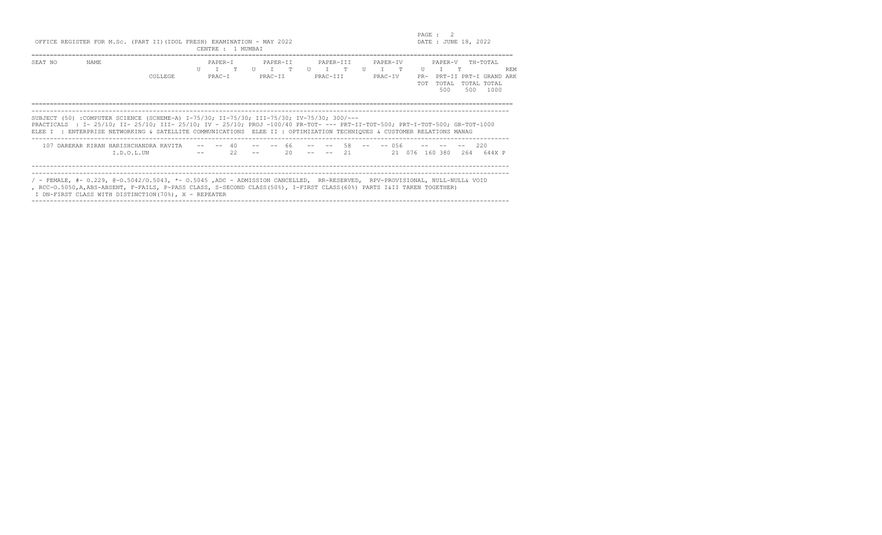OFFICE REGISTER FOR M.Sc. (PART II)(IDOL FRESH) EXAMINATION - MAY 2022

CENTRE : 1 MUMBAI

DATE : JUNE 18, 2022

| SEAT NO | NAME / COLLEGE | PAPER-I U | I | T | PAPER-II U | I | T | PAPER-III U | I | T | PAPER-IV U | I | T | PAPER-V U | I | T | TH-TOTAL | REMARK |
|---|---|---|---|---|---|---|---|---|---|---|---|---|---|---|---|---|---|---|
| | | PRAC-I | | | PRAC-II | | | PRAC-III | | | PRAC-IV | | | PR-TOT | PRT-II TOTAL 500 | PRT-I TOTAL 500 | GRAND TOTAL 1000 | |

SUBJECT (50) :COMPUTER SCIENCE (SCHEME-A) I-75/30; II-75/30; III-75/30; IV-75/30; 300/---

PRACTICALS : I- 25/10; II- 25/10; III- 25/10; IV - 25/10; PROJ -100/40 PR-TOT- --- PRT-II-TOT-500; PRT-I-TOT-500; GR-TOT-1000

ELEE I : ENTERPRISE NETWORKING & SATELLITE COMMUNICATIONS ELEE II : OPTIMIZATION TECHNIQUES & CUSTOMER RELATIONS MANAG

| SEAT NO | NAME / COLLEGE | PAPER-I U | I | T | PAPER-II U | I | T | PAPER-III U | I | T | PAPER-IV U | I | T | PAPER-V U | I | T | TH-TOTAL | REMARK |
|---|---|---|---|---|---|---|---|---|---|---|---|---|---|---|---|---|---|---|
| 107 | DAREKAR KIRAN HARISHCHANDRA KAVITA | -- | -- | 40 | -- | -- | 66 | -- | -- | 58 | -- | -- | 056 | -- | -- | -- | 220 | |
| | I.D.O.L.UN | -- | | 22 | -- | | 20 | -- | -- | 21 | | | 21 | 076 | 160 | 380 | 264 644X | P |

/ - FEMALE, #- O.229, @-O.5042/O.5043, *- O.5045 ,ADC - ADMISSION CANCELLED, RR-RESERVED, RPV-PROVISIONAL, NULL-NULL& VOID
, RCC-O.5050,A,ABS-ABSENT, F-FAILS, P-PASS CLASS, S-SECOND CLASS(50%), I-FIRST CLASS(60%) PARTS I&II TAKEN TOGETHER)
I DN-FIRST CLASS WITH DISTINCTION(70%), X - REPEATER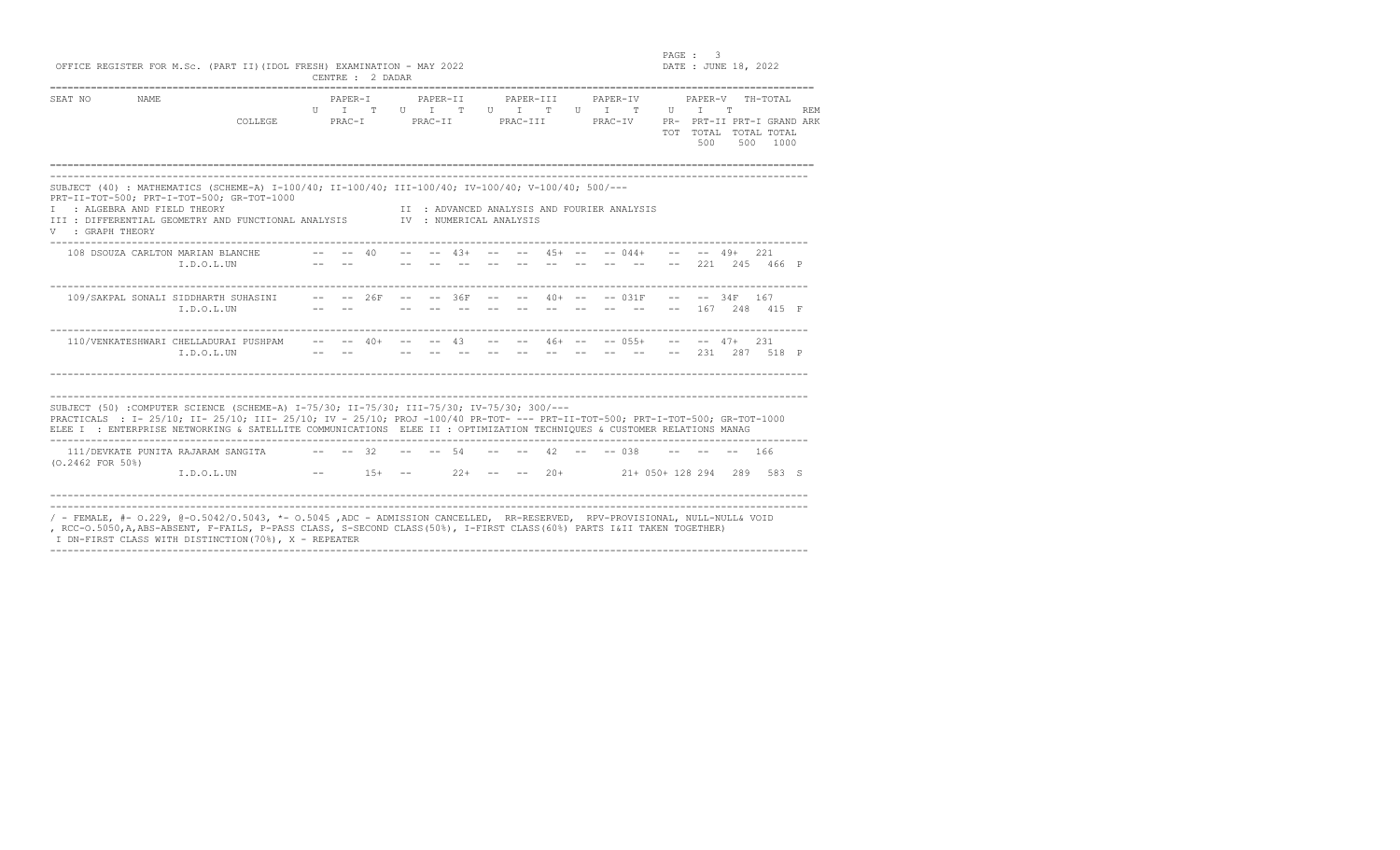OFFICE REGISTER FOR M.Sc. (PART II)(IDOL FRESH) EXAMINATION - MAY 2022

CENTRE : 2 DADAR

DATE : JUNE 18, 2022

| SEAT NO | NAME / COLLEGE | PAPER-I (U I T / PRAC-I) | PAPER-II (U I T / PRAC-II) | PAPER-III (U I T / PRAC-III) | PAPER-IV (U I T / PRAC-IV) | PAPER-V (U I T) / PR-TOT | TH-TOTAL / PRT-II TOTAL 500 | PRT-I TOTAL 500 | GRAND TOTAL 1000 | REMARK |
|---|---|---|---|---|---|---|---|---|---|---|

SUBJECT (40) : MATHEMATICS (SCHEME-A) I-100/40; II-100/40; III-100/40; IV-100/40; V-100/40; 500/---
PRT-II-TOT=500; PRT-I-TOT=500; GR-TOT=1000

I : ALGEBRA AND FIELD THEORY
II : ADVANCED ANALYSIS AND FOURIER ANALYSIS
III : DIFFERENTIAL GEOMETRY AND FUNCTIONAL ANALYSIS
IV : NUMERICAL ANALYSIS
V : GRAPH THEORY

| SEAT NO | NAME / COLLEGE | PAPER-I | PAPER-II | PAPER-III | PAPER-IV | PAPER-V | TH-TOTAL / PRT-II TOTAL | PRT-I TOTAL | GRAND TOTAL | REM |
|---|---|---|---|---|---|---|---|---|---|---|
| 108 | DSOUZA CARLTON MARIAN BLANCHE / I.D.O.L.UN | -- -- 40 | -- -- 43+ | -- -- 45+ | -- -- 044+ | -- -- 49+ | 221 / 221 | 245 | 466 | P |
| 109/ | SAKPAL SONALI SIDDHARTH SUHASINI / I.D.O.L.UN | -- -- 26F | -- -- 36F | -- -- 40+ | -- -- 031F | -- -- 34F | 167 / 167 | 248 | 415 | F |
| 110/ | VENKATESHWARI CHELLADURAI PUSHPAM / I.D.O.L.UN | -- -- 40+ | -- -- 43 | -- -- 46+ | -- -- 055+ | -- -- 47+ | 231 / 231 | 287 | 518 | P |

SUBJECT (50) :COMPUTER SCIENCE (SCHEME-A) I-75/30; II-75/30; III-75/30; IV-75/30; 300/---
PRACTICALS : I- 25/10; II- 25/10; III- 25/10; IV - 25/10; PROJ -100/40 PR-TOT- --- PRT-II-TOT-500; PRT-I-TOT-500; GR-TOT-1000
ELEE I : ENTERPRISE NETWORKING & SATELLITE COMMUNICATIONS ELEE II : OPTIMIZATION TECHNIQUES & CUSTOMER RELATIONS MANAG

| SEAT NO | NAME / COLLEGE | PAPER-I / PRAC-I | PAPER-II / PRAC-II | PAPER-III / PRAC-III | PAPER-IV / PRAC-IV | PAPER-V / PR-TOT | TH-TOTAL / PRT-II TOTAL | PRT-I TOTAL | GRAND TOTAL | REM |
|---|---|---|---|---|---|---|---|---|---|---|
| 111/ | DEVKATE PUNITA RAJARAM SANGITA (O.2462 FOR 50%) / I.D.O.L.UN | -- -- 32 / -- 15+ | -- -- 54 / -- 22+ | -- -- 42 / -- -- 20+ | -- -- 038 / 21+ 050+ | -- -- -- / 128 | 166 / 294 | 289 | 583 | S |

/ - FEMALE, #- O.229, @-O.5042/O.5043, *- O.5045 ,ADC - ADMISSION CANCELLED, RR-RESERVED, RPV-PROVISIONAL, NULL-NULL& VOID
, RCC-O.5050,A,ABS-ABSENT, F-FAILS, P-PASS CLASS, S-SECOND CLASS(50%), I-FIRST CLASS(60%) PARTS I&II TAKEN TOGETHER)
I DN-FIRST CLASS WITH DISTINCTION(70%), X - REPEATER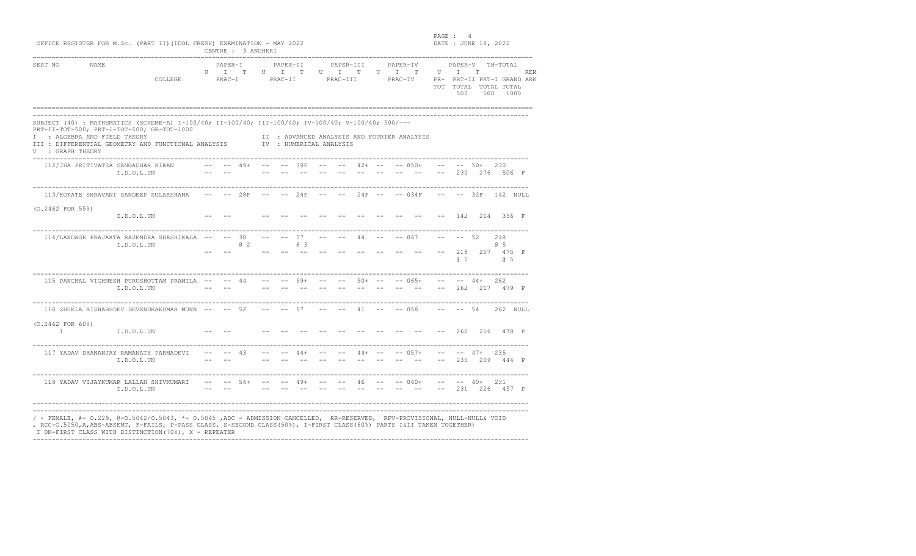OFFICE REGISTER FOR M.Sc. (PART II)(IDOL FRESH) EXAMINATION - MAY 2022

CENTRE : 3 ANDHERI

DATE : JUNE 18, 2022

| SEAT NO | NAME / COLLEGE | PAPER-I (U I T) PRAC-I | PAPER-II (U I T) PRAC-II | PAPER-III (U I T) PRAC-III | PAPER-IV (U I T) PRAC-IV | PAPER-V (U I T) PR-TOT | TH-TOTAL PRT-II TOTAL 500 | PRT-I TOTAL 500 | GRAND TOTAL 1000 | REMARK |
|---|---|---|---|---|---|---|---|---|---|---|

SUBJECT (40) : MATHEMATICS (SCHEME-A) I-100/40; II-100/40; III-100/40; IV-100/40; V-100/40; 500/---
PRT-II-TOT=500; PRT-I-TOT=500; GR-TOT=1000

I : ALGEBRA AND FIELD THEORY
II : ADVANCED ANALYSIS AND FOURIER ANALYSIS
III : DIFFERENTIAL GEOMETRY AND FUNCTIONAL ANALYSIS
IV : NUMERICAL ANALYSIS
V : GRAPH THEORY

| SEAT NO | NAME / COLLEGE | PAPER-I | PAPER-II | PAPER-III | PAPER-IV | PAPER-V | TH-TOTAL | PRT-I TOTAL | GRAND TOTAL | REM |
|---|---|---|---|---|---|---|---|---|---|---|
| 112/ | JHA PRITIVATSA GANGADHAR KIRAN | -- -- 49+ | -- -- 39F | -- -- 42+ | -- -- 050+ | -- -- 50+ | 230 | | | |
| | I.D.O.L.UN | -- -- | -- -- -- | -- -- -- | -- -- -- | -- | 230 | 276 | 506 | F |
| 113/ | KOKATE SHRAVANI SANDEEP SULAKSHANA | -- -- 28F | -- -- 24F | -- -- 24F | -- -- 034F | -- -- 32F | 142 | | | NULL |
| (O.2462 FOR 55%) | I.D.O.L.UN | -- -- | -- -- -- | -- -- -- | -- -- -- | -- | 142 | 214 | 356 | F |
| 114/ | LANDAGE PRAJAKTA RAJENDRA SHASHIKALA | -- -- 38 @ 2 | -- -- 37 @ 3 | -- -- 44 | -- -- 047 | -- -- 52 | 218 @ 5 | | | |
| | I.D.O.L.UN | -- -- | -- -- -- | -- -- -- | -- -- -- | -- | 218 @ 5 | 257 | 475 @ 5 | P |
| 115 | PANCHAL VIGHNESH PURUSHOTTAM PRAMILA | -- -- 44 | -- -- 59+ | -- -- 50+ | -- -- 065+ | -- -- 44+ | 262 | | | |
| | I.D.O.L.UN | -- -- | -- -- -- | -- -- -- | -- -- -- | -- | 262 | 217 | 479 | P |
| 116 | SHUKLA RISHABHDEV DEVENDRAKUMAR MUNN | -- -- 52 | -- -- 57 | -- -- 41 | -- -- 058 | -- -- 54 | 262 | | | NULL |
| (O.2462 FOR 60%) I | I.D.O.L.UN | -- -- | -- -- -- | -- -- -- | -- -- -- | -- | 262 | 216 | 478 | P |
| 117 | YADAV DHANANJAY RAMANATH PARMADEVI | -- -- 43 | -- -- 44+ | -- -- 44+ | -- -- 057+ | -- -- 47+ | 235 | | | |
| | I.D.O.L.UN | -- -- | -- -- -- | -- -- -- | -- -- -- | -- | 235 | 209 | 444 | P |
| 118 | YADAV VIJAYKUMAR LALLAN SHIVKUMARI | -- -- 56+ | -- -- 49+ | -- -- 46 | -- -- 040+ | -- -- 40+ | 231 | | | |
| | I.D.O.L.UN | -- -- | -- -- -- | -- -- -- | -- -- -- | -- | 231 | 226 | 457 | P |

/ - FEMALE, #- O.229, @-O.5042/O.5043, *- O.5045 ,ADC - ADMISSION CANCELLED, RR-RESERVED, RPV-PROVISIONAL, NULL-NULL& VOID
, RCC-O.5050,A,ABS-ABSENT, F-FAILS, P-PASS CLASS, S-SECOND CLASS(50%), I-FIRST CLASS(60%) PARTS I&II TAKEN TOGETHER)
I DN-FIRST CLASS WITH DISTINCTION(70%), X - REPEATER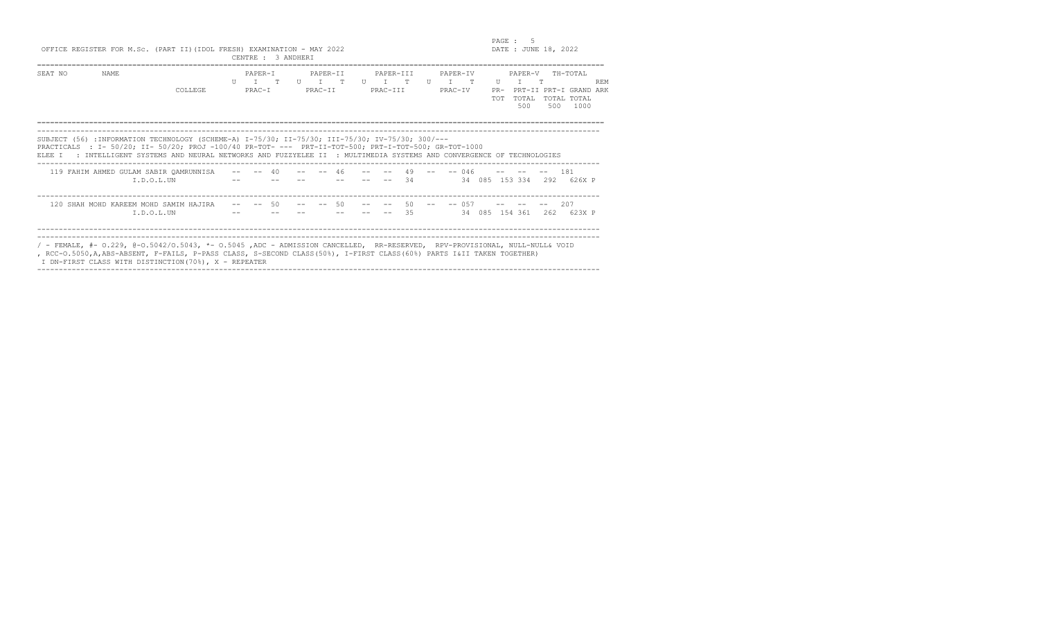OFFICE REGISTER FOR M.Sc. (PART II)(IDOL FRESH) EXAMINATION - MAY 2022

CENTRE : 3 ANDHERI

DATE : JUNE 18, 2022

| SEAT NO | NAME / COLLEGE | PAPER-I U | PAPER-I I | PAPER-I T | PAPER-II U | PAPER-II I | PAPER-II T | PAPER-III U | PAPER-III I | PAPER-III T | PAPER-IV U | PAPER-IV I | PAPER-IV T | PAPER-V U | PAPER-V I | PAPER-V T | TH-TOTAL | REMARK |
|---|---|---|---|---|---|---|---|---|---|---|---|---|---|---|---|---|---|---|
| | | PRAC-I | | | PRAC-II | | | PRAC-III | | | PRAC-IV | | | PR-TOT | PRT-II TOTAL 500 | PRT-I TOTAL 500 | GRAND TOTAL 1000 | |

SUBJECT (56) :INFORMATION TECHNOLOGY (SCHEME-A) I-75/30; II-75/30; III-75/30; IV-75/30; 300/---

PRACTICALS : I- 50/20; II- 50/20; PROJ -100/40 PR-TOT- --- PRT-II-TOT-500; PRT-I-TOT-500; GR-TOT-1000

ELEE I : INTELLIGENT SYSTEMS AND NEURAL NETWORKS AND FUZZYELEE II : MULTIMEDIA SYSTEMS AND CONVERGENCE OF TECHNOLOGIES

| SEAT NO | NAME / COLLEGE | PAPER-I U | PAPER-I I | PAPER-I T | PAPER-II U | PAPER-II I | PAPER-II T | PAPER-III U | PAPER-III I | PAPER-III T | PAPER-IV U | PAPER-IV I | PAPER-IV T | PAPER-V U | PAPER-V I | PAPER-V T | TH-TOTAL | REMARK |
|---|---|---|---|---|---|---|---|---|---|---|---|---|---|---|---|---|---|---|
| 119 | FAHIM AHMED GULAM SABIR QAMRUNNISA | -- | -- | 40 | -- | -- | 46 | -- | -- | 49 | -- | -- | 046 | -- | -- | -- | 181 | |
| | I.D.O.L.UN | -- | | -- | -- | | -- | -- | -- | 34 | | | 34 | 085 | 153 | 334 | 292 | 626X P |
| 120 | SHAH MOHD KAREEM MOHD SAMIM HAJIRA | -- | -- | 50 | -- | -- | 50 | -- | -- | 50 | -- | -- | 057 | -- | -- | -- | 207 | |
| | I.D.O.L.UN | -- | | -- | -- | | -- | -- | -- | 35 | | | 34 | 085 | 154 | 361 | 262 | 623X P |

/ - FEMALE, #- O.229, @-O.5042/O.5043, *- O.5045 ,ADC - ADMISSION CANCELLED, RR-RESERVED, RPV-PROVISIONAL, NULL-NULL& VOID
, RCC-O.5050,A,ABS-ABSENT, F-FAILS, P-PASS CLASS, S-SECOND CLASS(50%), I-FIRST CLASS(60%) PARTS I&II TAKEN TOGETHER)
I DN-FIRST CLASS WITH DISTINCTION(70%), X - REPEATER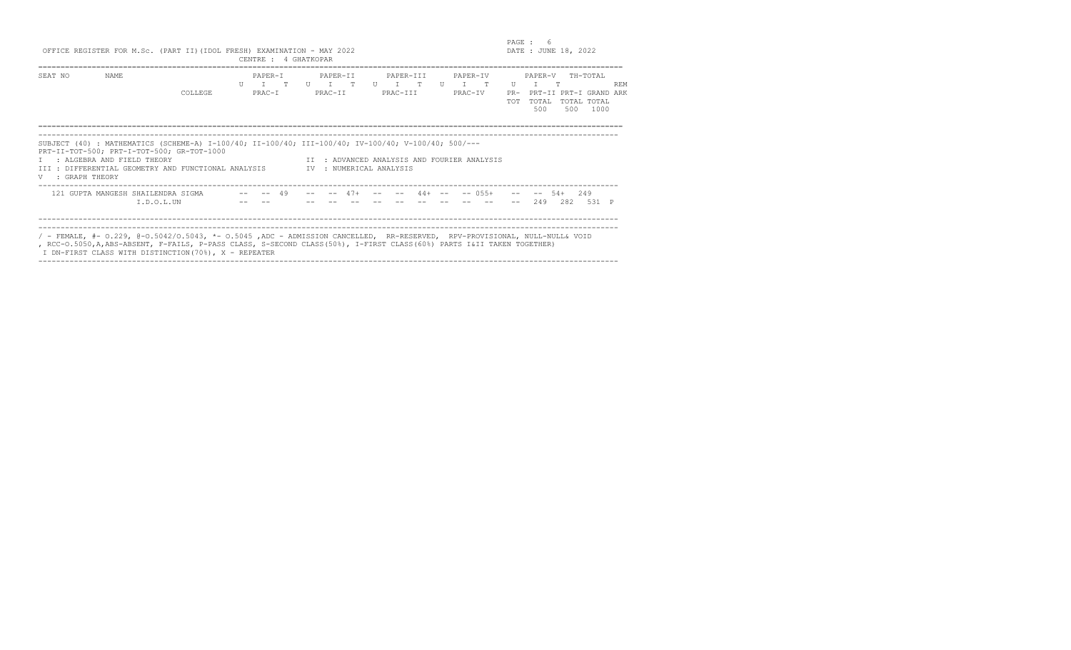OFFICE REGISTER FOR M.Sc. (PART II)(IDOL FRESH) EXAMINATION - MAY 2022

CENTRE : 4 GHATKOPAR

DATE : JUNE 18, 2022

| SEAT NO | NAME | COLLEGE | PAPER-I (U I T) PRAC-I | PAPER-II (U I T) PRAC-II | PAPER-III (U I T) PRAC-III | PAPER-IV (U I T) PRAC-IV | PAPER-V (U I T) PR-TOT | TH-TOTAL PRT-II TOTAL 500 | PRT-I TOTAL 500 | GRAND TOTAL 1000 | REMARK |
|---|---|---|---|---|---|---|---|---|---|---|---|
| | | | | | | | | | | | |

SUBJECT (40) : MATHEMATICS (SCHEME-A) I-100/40; II-100/40; III-100/40; IV-100/40; V-100/40; 500/---
PRT-II-TOT=500; PRT-I-TOT=500; GR-TOT=1000

I : ALGEBRA AND FIELD THEORY
II : ADVANCED ANALYSIS AND FOURIER ANALYSIS
III : DIFFERENTIAL GEOMETRY AND FUNCTIONAL ANALYSIS
IV : NUMERICAL ANALYSIS
V : GRAPH THEORY

| SEAT NO | NAME | PAPER-I U | PAPER-I I | PAPER-I T | PAPER-II U | PAPER-II I | PAPER-II T | PAPER-III U | PAPER-III I | PAPER-III T | PAPER-IV U | PAPER-IV I | PAPER-IV T | PAPER-V U | PAPER-V I | PAPER-V T | TH-TOTAL | | | REMARK |
|---|---|---|---|---|---|---|---|---|---|---|---|---|---|---|---|---|---|---|---|---|
| 121 | GUPTA MANGESH SHAILENDRA SIGMA | -- | -- | 49 | -- | -- | 47+ | -- | -- | 44+ | -- | -- | 055+ | -- | -- | 54+ | 249 | | | |
| | I.D.O.L.UN | -- | -- | | -- | -- | -- | -- | -- | -- | -- | -- | -- | -- | 249 | 282 | 531 | | | P |

/ - FEMALE, #- O.229, @-O.5042/O.5043, *- O.5045 ,ADC - ADMISSION CANCELLED, RR-RESERVED, RPV-PROVISIONAL, NULL-NULL& VOID
, RCC-O.5050,A,ABS-ABSENT, F-FAILS, P-PASS CLASS, S-SECOND CLASS(50%), I-FIRST CLASS(60%) PARTS I&II TAKEN TOGETHER)
I DN-FIRST CLASS WITH DISTINCTION(70%), X - REPEATER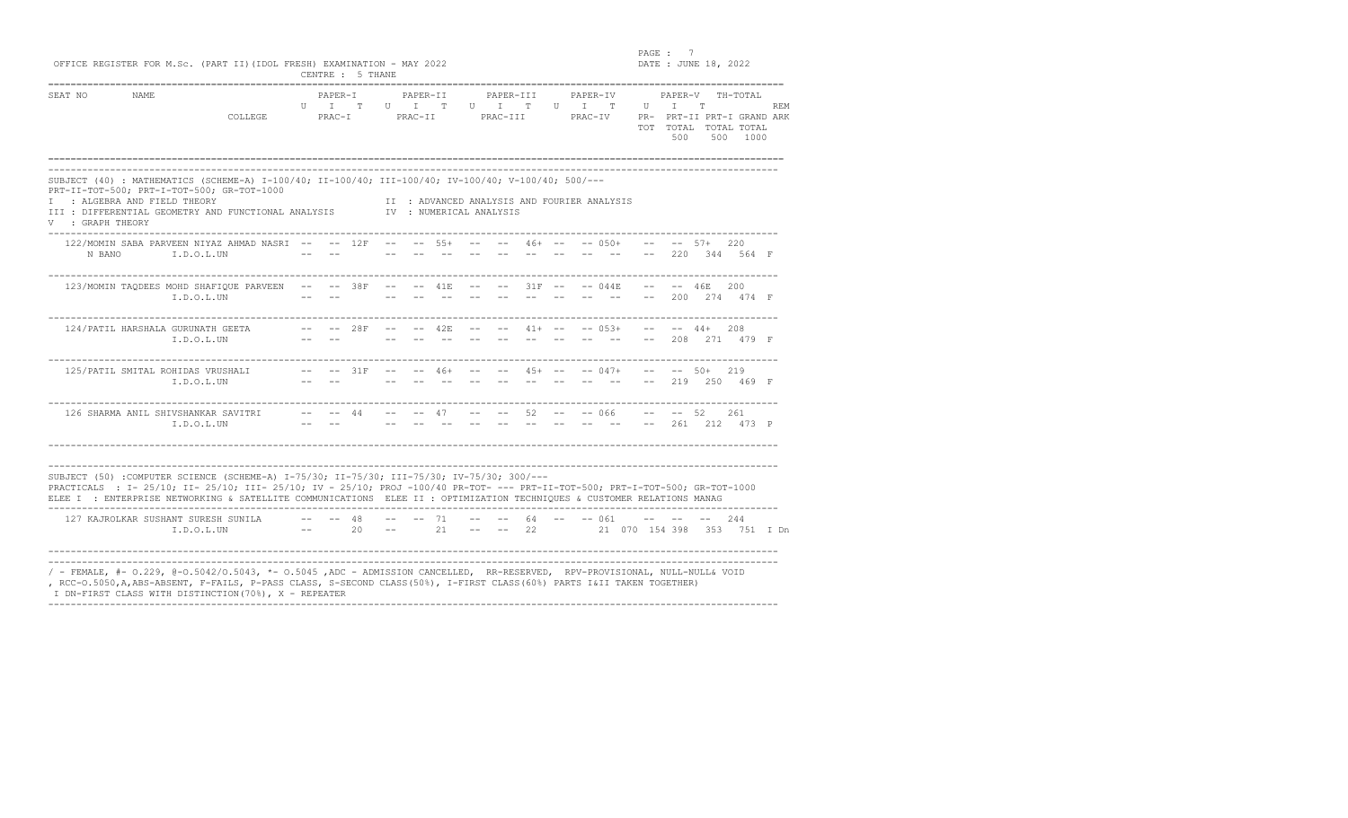OFFICE REGISTER FOR M.Sc. (PART II)(IDOL FRESH) EXAMINATION - MAY 2022

CENTRE : 5 THANE

PAGE : 7

DATE : JUNE 18, 2022

| SEAT NO | NAME / COLLEGE | PAPER-I (U I T / PRAC-I) | PAPER-II (U I T / PRAC-II) | PAPER-III (U I T / PRAC-III) | PAPER-IV (U I T / PRAC-IV) | PAPER-V (U I T / PR-TOT) | TH-TOTAL / PRT-II TOTAL 500 | PRT-I TOTAL 500 | GRAND TOTAL 1000 | REMARK |
|---|---|---|---|---|---|---|---|---|---|---|

SUBJECT (40) : MATHEMATICS (SCHEME-A) I-100/40; II-100/40; III-100/40; IV-100/40; V-100/40; 500/---
PRT-II-TOT=500; PRT-I-TOT=500; GR-TOT=1000

I : ALGEBRA AND FIELD THEORY
II : ADVANCED ANALYSIS AND FOURIER ANALYSIS
III : DIFFERENTIAL GEOMETRY AND FUNCTIONAL ANALYSIS
IV : NUMERICAL ANALYSIS
V : GRAPH THEORY

| SEAT NO | NAME / COLLEGE | PAPER-I | PAPER-II | PAPER-III | PAPER-IV | PAPER-V | TH-TOTAL / PRT-II TOTAL | PRT-I TOTAL | GRAND TOTAL | REMARK |
|---|---|---|---|---|---|---|---|---|---|---|
| 122 | /MOMIN SABA PARVEEN NIYAZ AHMAD NASRI N BANO / I.D.O.L.UN | -- -- 12F | -- -- 55+ | -- -- 46+ | -- -- 050+ | -- -- 57+ | 220 / 220 | 344 | 564 | F |
| 123 | /MOMIN TAQDEES MOHD SHAFIQUE PARVEEN / I.D.O.L.UN | -- -- 38F | -- -- 41E | -- -- 31F | -- -- 044E | -- -- 46E | 200 / 200 | 274 | 474 | F |
| 124 | /PATIL HARSHALA GURUNATH GEETA / I.D.O.L.UN | -- -- 28F | -- -- 42E | -- -- 41+ | -- -- 053+ | -- -- 44+ | 208 / 208 | 271 | 479 | F |
| 125 | /PATIL SMITAL ROHIDAS VRUSHALI / I.D.O.L.UN | -- -- 31F | -- -- 46+ | -- -- 45+ | -- -- 047+ | -- -- 50+ | 219 / 219 | 250 | 469 | F |
| 126 | SHARMA ANIL SHIVSHANKAR SAVITRI / I.D.O.L.UN | -- -- 44 | -- -- 47 | -- -- 52 | -- -- 066 | -- -- 52 | 261 / 261 | 212 | 473 | P |

SUBJECT (50) :COMPUTER SCIENCE (SCHEME-A) I-75/30; II-75/30; III-75/30; IV-75/30; 300/---
PRACTICALS : I- 25/10; II- 25/10; III- 25/10; IV - 25/10; PROJ -100/40 PR-TOT- --- PRT-II-TOT-500; PRT-I-TOT-500; GR-TOT-1000
ELEE I : ENTERPRISE NETWORKING & SATELLITE COMMUNICATIONS ELEE II : OPTIMIZATION TECHNIQUES & CUSTOMER RELATIONS MANAG

| SEAT NO | NAME / COLLEGE | PAPER-I / PRAC-I | PAPER-II / PRAC-II | PAPER-III / PRAC-III | PAPER-IV / PRAC-IV | PAPER-V / PR-TOT | TH-TOTAL / PRT-II TOTAL | PRT-I TOTAL | GRAND TOTAL | REMARK |
|---|---|---|---|---|---|---|---|---|---|---|
| 127 | KAJROLKAR SUSHANT SURESH SUNILA / I.D.O.L.UN | -- -- 48 / -- 20 | -- -- 71 / -- 21 | -- -- 64 / -- -- 22 | -- -- 061 / 21 | -- -- -- / 070 154 | 244 / 398 | 353 | 751 | I Dn |

/ - FEMALE, #- O.229, @-O.5042/O.5043, *- O.5045 ,ADC - ADMISSION CANCELLED, RR-RESERVED, RPV-PROVISIONAL, NULL-NULL& VOID
, RCC-O.5050,A,ABS-ABSENT, F-FAILS, P-PASS CLASS, S-SECOND CLASS(50%), I-FIRST CLASS(60%) PARTS I&II TAKEN TOGETHER)
I DN-FIRST CLASS WITH DISTINCTION(70%), X - REPEATER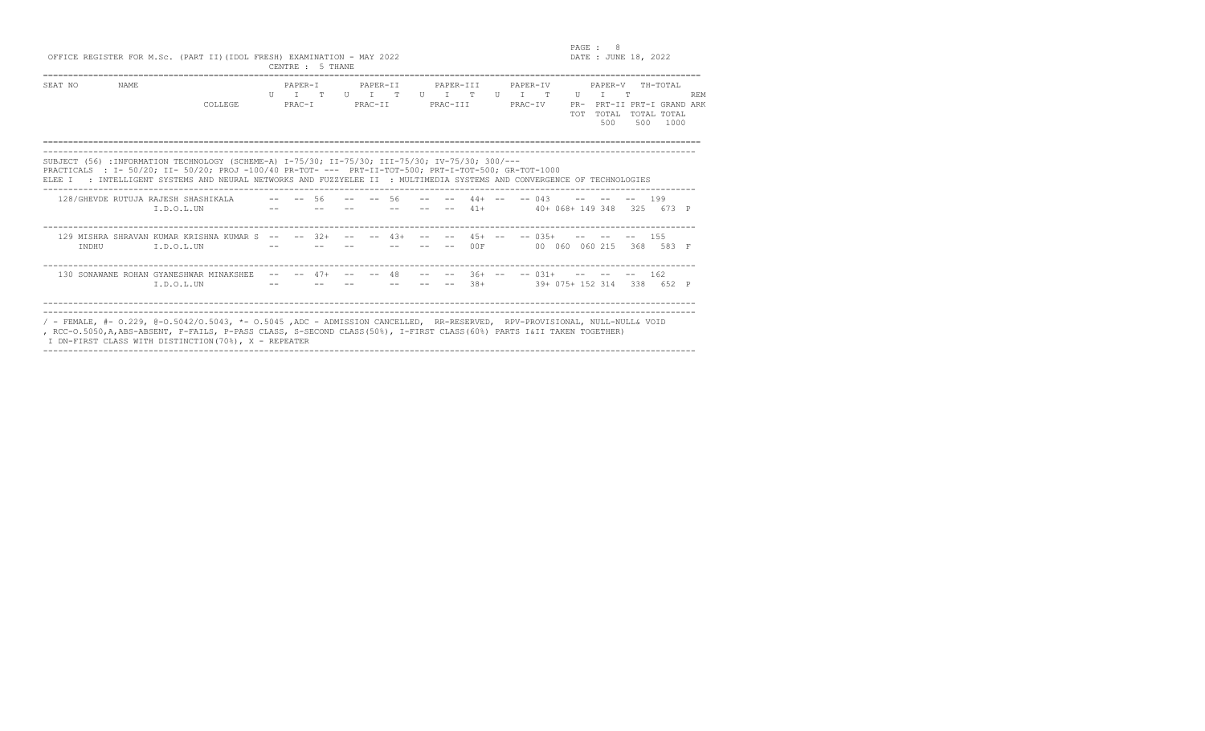OFFICE REGISTER FOR M.Sc. (PART II)(IDOL FRESH) EXAMINATION - MAY 2022

CENTRE : 5 THANE

DATE : JUNE 18, 2022

| SEAT NO | NAME | COLLEGE | PAPER-I (U I T) PRAC-I | PAPER-II (U I T) PRAC-II | PAPER-III (U I T) PRAC-III | PAPER-IV (U I T) PRAC-IV | PAPER-V (U I T) PR-TOT | PRT-II TOTAL 500 | TH-TOTAL PRT-I TOTAL 500 | GRAND TOTAL 1000 | REMARK |
|---|---|---|---|---|---|---|---|---|---|---|---|

SUBJECT (56) :INFORMATION TECHNOLOGY (SCHEME-A) I-75/30; II-75/30; III-75/30; IV-75/30; 300/---

PRACTICALS : I- 50/20; II- 50/20; PROJ -100/40 PR-TOT- --- PRT-II-TOT-500; PRT-I-TOT-500; GR-TOT-1000

ELEE I : INTELLIGENT SYSTEMS AND NEURAL NETWORKS AND FUZZYELEE II : MULTIMEDIA SYSTEMS AND CONVERGENCE OF TECHNOLOGIES

| SEAT NO | NAME | COLLEGE | PAPER-I | PAPER-II | PAPER-III | PAPER-IV | PAPER-V | PR-TOT | PRT-II TOTAL | PRT-I TOTAL | GRAND TOTAL | REMARK |
|---|---|---|---|---|---|---|---|---|---|---|---|---|
| 128 | /GHEVDE RUTUJA RAJESH SHASHIKALA | I.D.O.L.UN | -- -- 56 / -- | -- -- 56 / -- | -- -- 44+ / -- -- 41+ | -- -- 043 / 40+ | -- -- -- / 068+ | 149 | 348 | 325 | 199 / 673 | P |
| 129 | MISHRA SHRAVAN KUMAR KRISHNA KUMAR S INDHU | I.D.O.L.UN | -- -- 32+ / -- | -- -- 43+ / -- | -- -- 45+ / -- -- 00F | -- -- 035+ / 00 | -- -- -- / 060 | 060 | 215 | 368 | 155 / 583 | F |
| 130 | SONAWANE ROHAN GYANESHWAR MINAKSHEE | I.D.O.L.UN | -- -- 47+ / -- | -- -- 48 / -- | -- -- 36+ / -- -- 38+ | -- -- 031+ / 39+ | -- -- -- / 075+ | 152 | 314 | 338 | 162 / 652 | P |

/ - FEMALE, #- O.229, @-O.5042/O.5043, *- O.5045 ,ADC - ADMISSION CANCELLED, RR-RESERVED, RPV-PROVISIONAL, NULL-NULL& VOID
, RCC-O.5050,A,ABS-ABSENT, F-FAILS, P-PASS CLASS, S-SECOND CLASS(50%), I-FIRST CLASS(60%) PARTS I&II TAKEN TOGETHER)
I DN-FIRST CLASS WITH DISTINCTION(70%), X - REPEATER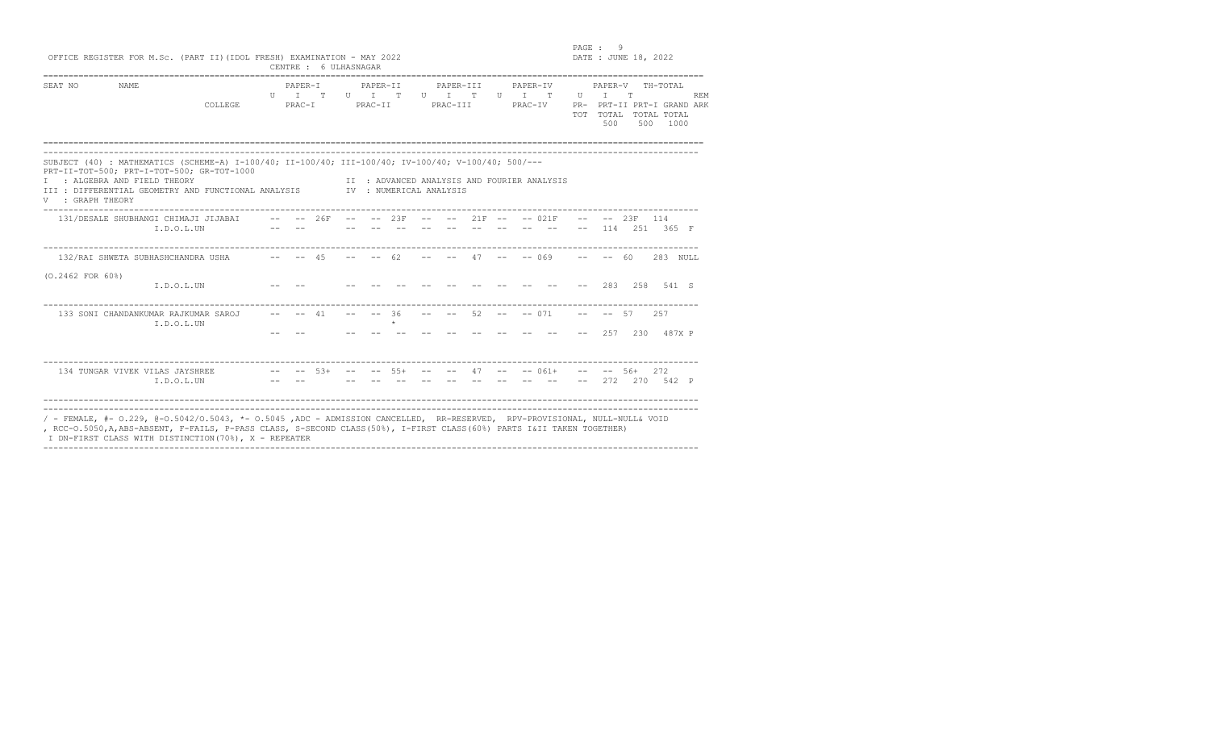OFFICE REGISTER FOR M.Sc. (PART II)(IDOL FRESH) EXAMINATION - MAY 2022

CENTRE : 6 ULHASNAGAR

DATE : JUNE 18, 2022

| SEAT NO | NAME / COLLEGE | PAPER-I (U I T) PRAC-I | PAPER-II (U I T) PRAC-II | PAPER-III (U I T) PRAC-III | PAPER-IV (U I T) PRAC-IV | PAPER-V (U I T) PR-TOT | TH-TOTAL / PRT-II TOTAL 500 | PRT-I TOTAL 500 | GRAND TOTAL 1000 | REMARK |
|---|---|---|---|---|---|---|---|---|---|---|
| | | | | | | | | | | |

SUBJECT (40) : MATHEMATICS (SCHEME-A) I-100/40; II-100/40; III-100/40; IV-100/40; V-100/40; 500/---
PRT-II-TOT=500; PRT-I-TOT=500; GR-TOT=1000

I : ALGEBRA AND FIELD THEORY
II : ADVANCED ANALYSIS AND FOURIER ANALYSIS
III : DIFFERENTIAL GEOMETRY AND FUNCTIONAL ANALYSIS
IV : NUMERICAL ANALYSIS
V : GRAPH THEORY

| SEAT NO | NAME / COLLEGE | PAPER-I | PAPER-II | PAPER-III | PAPER-IV | PAPER-V | TH-TOTAL / PRT-II TOTAL | PRT-I TOTAL | GRAND TOTAL | REMARK |
|---|---|---|---|---|---|---|---|---|---|---|
| 131 | /DESALE SHUBHANGI CHIMAJI JIJABAI | -- -- 26F | -- -- 23F | -- -- 21F | -- -- 021F | -- -- 23F | 114 | | | |
| | I.D.O.L.UN | -- -- | -- -- -- | -- -- -- | -- -- -- | -- | 114 | 251 | 365 | F |
| 132 | /RAI SHWETA SUBHASHCHANDRA USHA | -- -- 45 | -- -- 62 | -- -- 47 | -- -- 069 | -- -- 60 | 283 | | | NULL |
| | (O.2462 FOR 60%) I.D.O.L.UN | -- -- | -- -- -- | -- -- -- | -- -- -- | -- | 283 | 258 | 541 | S |
| 133 | SONI CHANDANKUMAR RAJKUMAR SAROJ | -- -- 41 | -- -- 36 * | -- -- 52 | -- -- 071 | -- -- 57 | 257 | | | |
| | I.D.O.L.UN | -- -- | -- -- -- | -- -- -- | -- -- -- | -- | 257 | 230 | 487X | P |
| 134 | TUNGAR VIVEK VILAS JAYSHREE | -- -- 53+ | -- -- 55+ | -- -- 47 | -- -- 061+ | -- -- 56+ | 272 | | | |
| | I.D.O.L.UN | -- -- | -- -- -- | -- -- -- | -- -- -- | -- | 272 | 270 | 542 | P |

/ - FEMALE, #- O.229, @-O.5042/O.5043, *- O.5045 ,ADC - ADMISSION CANCELLED, RR-RESERVED, RPV-PROVISIONAL, NULL-NULL& VOID
, RCC-O.5050,A,ABS-ABSENT, F-FAILS, P-PASS CLASS, S-SECOND CLASS(50%), I-FIRST CLASS(60%) PARTS I&II TAKEN TOGETHER)
I DN-FIRST CLASS WITH DISTINCTION(70%), X - REPEATER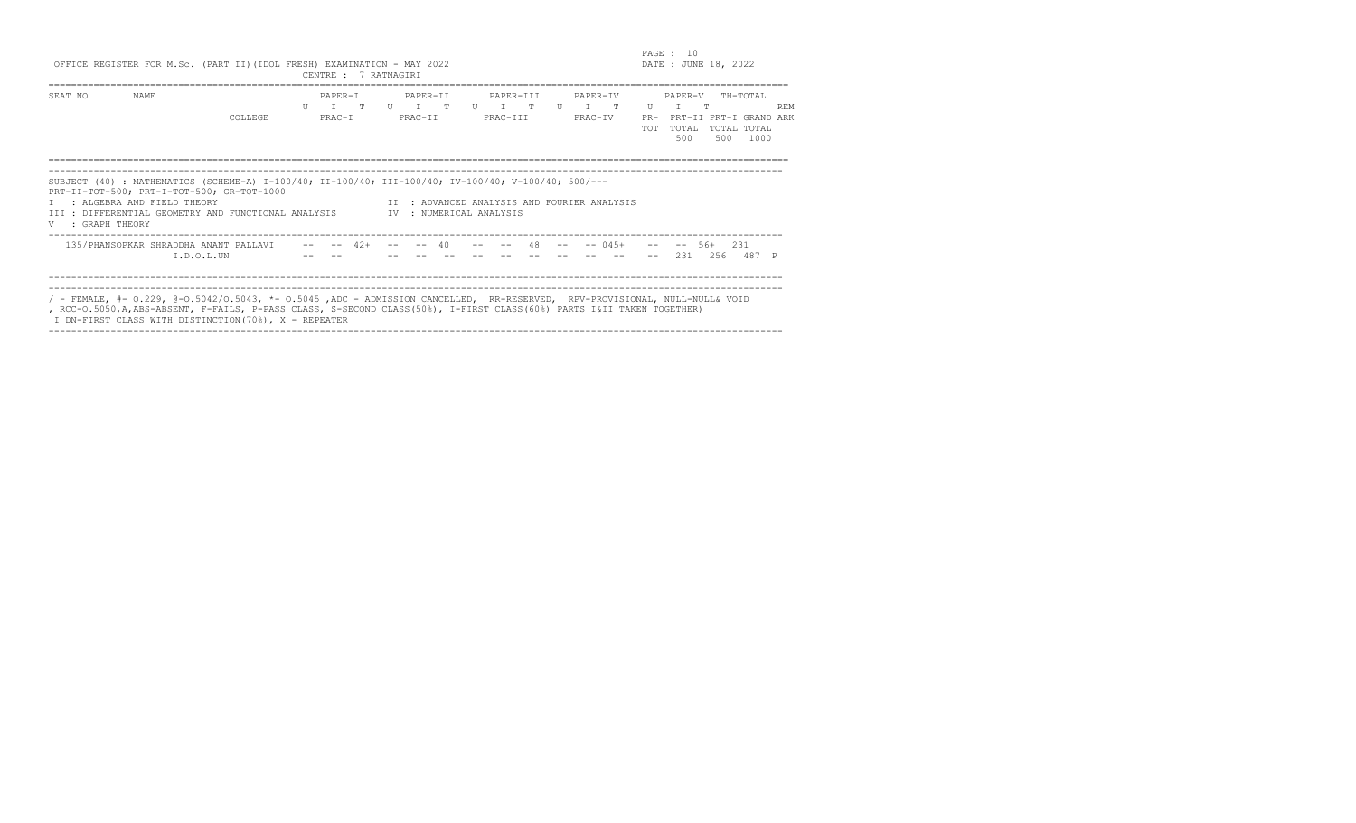OFFICE REGISTER FOR M.Sc. (PART II)(IDOL FRESH) EXAMINATION - MAY 2022

CENTRE : 7 RATNAGIRI

DATE : JUNE 18, 2022

| SEAT NO | NAME / COLLEGE | PAPER-I U | I | T | PAPER-II U | I | T | PAPER-III U | I | T | PAPER-IV U | I | T | PAPER-V U | I | T | TH-TOTAL | REMARK |
|---|---|---|---|---|---|---|---|---|---|---|---|---|---|---|---|---|---|---|
| | | PRAC-I | | | PRAC-II | | | PRAC-III | | | PRAC-IV | | | PR-TOT | PRT-II TOTAL 500 | PRT-I TOTAL 500 | GRAND TOTAL 1000 | |

SUBJECT (40) : MATHEMATICS (SCHEME-A) I-100/40; II-100/40; III-100/40; IV-100/40; V-100/40; 500/---
PRT-II-TOT=500; PRT-I-TOT=500; GR-TOT=1000

I : ALGEBRA AND FIELD THEORY
II : ADVANCED ANALYSIS AND FOURIER ANALYSIS
III : DIFFERENTIAL GEOMETRY AND FUNCTIONAL ANALYSIS
IV : NUMERICAL ANALYSIS
V : GRAPH THEORY

| SEAT NO | NAME / COLLEGE | PAPER-I U | I | T | PAPER-II U | I | T | PAPER-III U | I | T | PAPER-IV U | I | T | PAPER-V U | I | T | TH-TOTAL | REMARK |
|---|---|---|---|---|---|---|---|---|---|---|---|---|---|---|---|---|---|---|
| 135 | /PHANSOPKAR SHRADDHA ANANT PALLAVI | -- | -- | 42+ | -- | -- | 40 | -- | -- | 48 | -- | -- | 045+ | -- | -- | 56+ | 231 | |
| | I.D.O.L.UN | -- | -- | | -- | -- | -- | -- | -- | -- | -- | -- | -- | -- | 231 | 256 | 487 | P |

/ - FEMALE, #- O.229, @-O.5042/O.5043, *- O.5045 ,ADC - ADMISSION CANCELLED, RR-RESERVED, RPV-PROVISIONAL, NULL-NULL& VOID
, RCC-O.5050,A,ABS-ABSENT, F-FAILS, P-PASS CLASS, S-SECOND CLASS(50%), I-FIRST CLASS(60%) PARTS I&II TAKEN TOGETHER)
I DN-FIRST CLASS WITH DISTINCTION(70%), X - REPEATER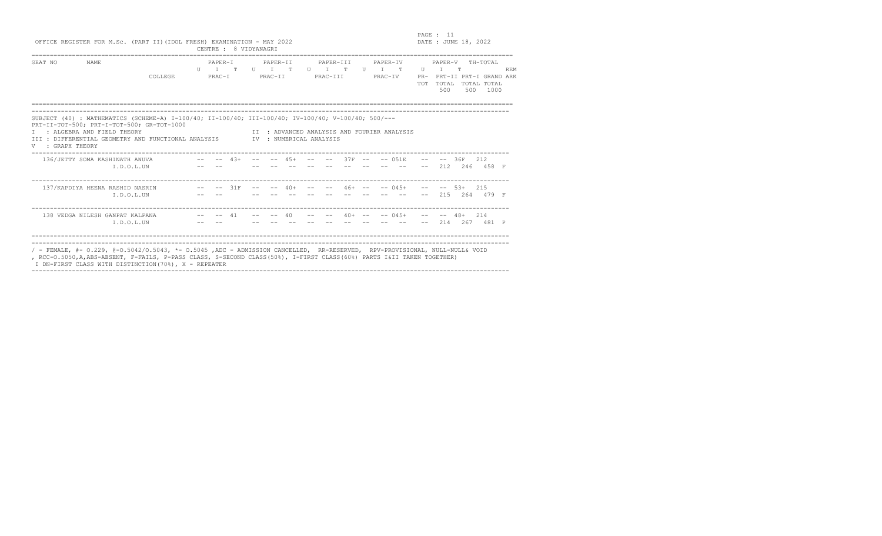OFFICE REGISTER FOR M.Sc. (PART II)(IDOL FRESH) EXAMINATION - MAY 2022

CENTRE : 8 VIDYANAGRI

DATE : JUNE 18, 2022

| SEAT NO | NAME | COLLEGE | PAPER-I U | PAPER-I I | PAPER-I T | PAPER-II U | PAPER-II I | PAPER-II T | PAPER-III U | PAPER-III I | PAPER-III T | PAPER-IV U | PAPER-IV I | PAPER-IV T | PAPER-V U | PAPER-V I | PAPER-V T | TH-TOTAL | REMARK |
|---|---|---|---|---|---|---|---|---|---|---|---|---|---|---|---|---|---|---|---|
| | | | PRAC-I | | | PRAC-II | | | PRAC-III | | | PRAC-IV | | | PR-TOT | PRT-II TOTAL 500 | PRT-I TOTAL 500 | GRAND TOTAL 1000 | |

SUBJECT (40) : MATHEMATICS (SCHEME-A) I-100/40; II-100/40; III-100/40; IV-100/40; V-100/40; 500/---
PRT-II-TOT=500; PRT-I-TOT=500; GR-TOT=1000

I : ALGEBRA AND FIELD THEORY
II : ADVANCED ANALYSIS AND FOURIER ANALYSIS
III : DIFFERENTIAL GEOMETRY AND FUNCTIONAL ANALYSIS
IV : NUMERICAL ANALYSIS
V : GRAPH THEORY

| SEAT NO | NAME | COLLEGE | I-U | I-I | I-T | II-U | II-I | II-T | III-U | III-I | III-T | IV-U | IV-I | IV-T | V-U | V-I | V-T | TH-TOTAL | REMARK |
|---|---|---|---|---|---|---|---|---|---|---|---|---|---|---|---|---|---|---|---|
| 136/ | JETTY SOMA KASHINATH ANUVA | | -- | -- | 43+ | -- | -- | 45+ | -- | -- | 37F | -- | -- | 051E | -- | -- | 36F | 212 | |
| | | I.D.O.L.UN | -- | -- | | -- | -- | -- | -- | -- | -- | -- | -- | -- | -- | 212 | 246 | 458 | F |
| 137/ | KAPDIYA HEENA RASHID NASRIN | | -- | -- | 31F | -- | -- | 40+ | -- | -- | 46+ | -- | -- | 045+ | -- | -- | 53+ | 215 | |
| | | I.D.O.L.UN | -- | -- | | -- | -- | -- | -- | -- | -- | -- | -- | -- | -- | 215 | 264 | 479 | F |
| 138 | VEDGA NILESH GANPAT KALPANA | | -- | -- | 41 | -- | -- | 40 | -- | -- | 40+ | -- | -- | 045+ | -- | -- | 48+ | 214 | |
| | | I.D.O.L.UN | -- | -- | | -- | -- | -- | -- | -- | -- | -- | -- | -- | -- | 214 | 267 | 481 | P |

/ - FEMALE, #- O.229, @-O.5042/O.5043, *- O.5045 ,ADC - ADMISSION CANCELLED, RR-RESERVED, RPV-PROVISIONAL, NULL-NULL& VOID
, RCC-O.5050,A,ABS-ABSENT, F-FAILS, P-PASS CLASS, S-SECOND CLASS(50%), I-FIRST CLASS(60%) PARTS I&II TAKEN TOGETHER)
I DN-FIRST CLASS WITH DISTINCTION(70%), X - REPEATER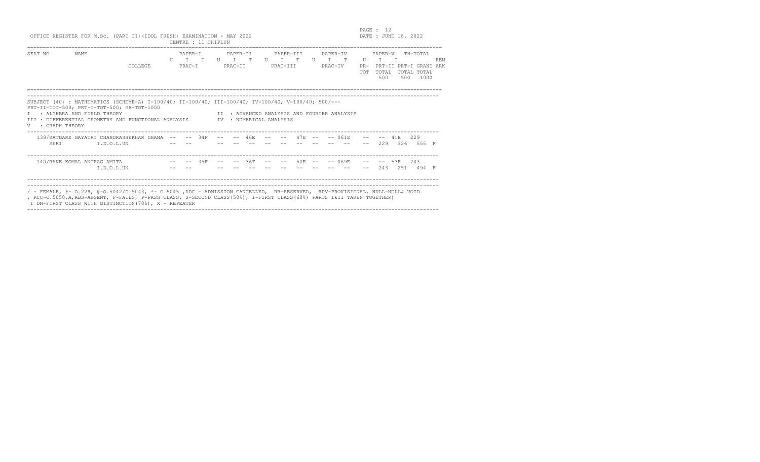OFFICE REGISTER FOR M.Sc. (PART II)(IDOL FRESH) EXAMINATION - MAY 2022

CENTRE : 11 CHIPLUN

DATE : JUNE 18, 2022

| SEAT NO | NAME | COLLEGE | PAPER-I U | I | T | PAPER-II U | I | T | PAPER-III U | I | T | PAPER-IV U | I | T | PAPER-V U | I | T | TH-TOTAL | REMARK |
|---|---|---|---|---|---|---|---|---|---|---|---|---|---|---|---|---|---|---|---|
| | | | PRAC-I | | | PRAC-II | | | PRAC-III | | | PRAC-IV | | | PR-TOT | PRT-II TOTAL 500 | PRT-I TOTAL 500 | GRAND TOTAL 1000 | |

SUBJECT (40) : MATHEMATICS (SCHEME-A) I-100/40; II-100/40; III-100/40; IV-100/40; V-100/40; 500/---
PRT-II-TOT=500; PRT-I-TOT=500; GR-TOT=1000

I : ALGEBRA AND FIELD THEORY
II : ADVANCED ANALYSIS AND FOURIER ANALYSIS
III : DIFFERENTIAL GEOMETRY AND FUNCTIONAL ANALYSIS
IV : NUMERICAL ANALYSIS
V : GRAPH THEORY

| SEAT NO | NAME | COLLEGE | PAPER-I U | I | T | PAPER-II U | I | T | PAPER-III U | I | T | PAPER-IV U | I | T | PAPER-V U | I | T | TH-TOTAL | REMARK |
|---|---|---|---|---|---|---|---|---|---|---|---|---|---|---|---|---|---|---|---|
| 139 | /KATDARE GAYATRI CHANDRASHEKHAR DHANASHRI | I.D.O.L.UN | -- | -- | 34F | -- | -- | 46E | -- | -- | 47E | -- | -- | 061E | -- | -- | 41E | 229 | |
| | | | -- | -- | | -- | -- | -- | -- | -- | -- | -- | -- | -- | -- | 229 | 326 | 555 | F |
| 140 | /RANE KOMAL ANURAG AMITA | I.D.O.L.UN | -- | -- | 35F | -- | -- | 36F | -- | -- | 50E | -- | -- | 069E | -- | -- | 53E | 243 | |
| | | | -- | -- | | -- | -- | -- | -- | -- | -- | -- | -- | -- | -- | 243 | 251 | 494 | F |

/ - FEMALE, # - O.229, @-O.5042/O.5043, * - O.5045 ,ADC - ADMISSION CANCELLED, RR-RESERVED, RPV-PROVISIONAL, NULL-NULL& VOID
, RCC-O.5050,A,ABS-ABSENT, F-FAILS, P-PASS CLASS, S-SECOND CLASS(50%), I-FIRST CLASS(60%) PARTS I&II TAKEN TOGETHER)
I DN-FIRST CLASS WITH DISTINCTION(70%), X - REPEATER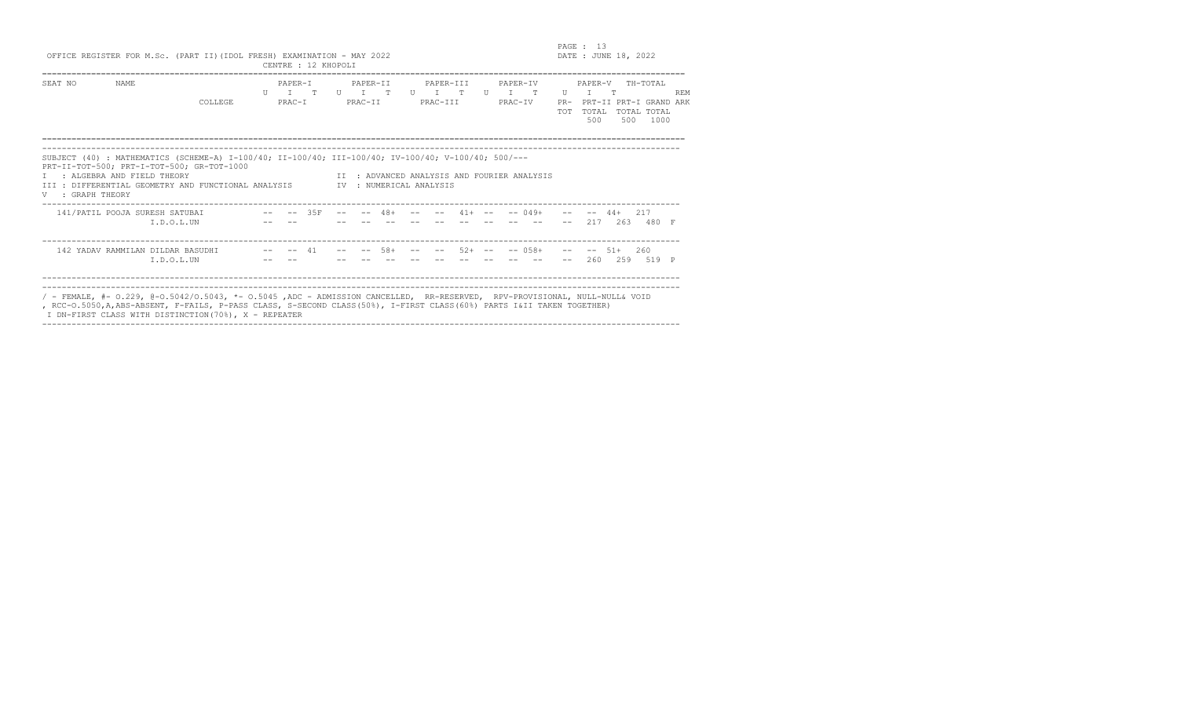OFFICE REGISTER FOR M.Sc. (PART II)(IDOL FRESH) EXAMINATION - MAY 2022

CENTRE : 12 KHOPOLI

PAGE : 13

DATE : JUNE 18, 2022

| SEAT NO | NAME | PAPER-I U I T | PAPER-II U I T | PAPER-III U I T | PAPER-IV U I T | PAPER-V U I T | TH-TOTAL | REMARK |
|---|---|---|---|---|---|---|---|---|
| | COLLEGE | PRAC-I | PRAC-II | PRAC-III | PRAC-IV | PR-TOT | PRT-II TOTAL 500 / PRT-I TOTAL 500 / GRAND TOTAL 1000 | |

SUBJECT (40) : MATHEMATICS (SCHEME-A) I-100/40; II-100/40; III-100/40; IV-100/40; V-100/40; 500/---
PRT-II-TOT=500; PRT-I-TOT=500; GR-TOT=1000

I : ALGEBRA AND FIELD THEORY
II : ADVANCED ANALYSIS AND FOURIER ANALYSIS
III : DIFFERENTIAL GEOMETRY AND FUNCTIONAL ANALYSIS
IV : NUMERICAL ANALYSIS
V : GRAPH THEORY

| SEAT NO / NAME | PAPER-I U I T | PAPER-II U I T | PAPER-III U I T | PAPER-IV U I T | PAPER-V U I T | TH-TOTAL | PR-TOT | PRT-II TOTAL | PRT-I TOTAL | GRAND TOTAL | REMARK |
|---|---|---|---|---|---|---|---|---|---|---|---|
| 141/PATIL POOJA SURESH SATUBAI | -- -- 35F | -- -- 48+ | -- -- 41+ | -- -- 049+ | -- -- 44+ | 217 | | | | | |
| I.D.O.L.UN | -- -- | -- -- -- | -- -- -- | -- -- -- | | | -- | 217 | 263 | 480 | F |
| 142 YADAV RAMMILAN DILDAR BASUDHI | -- -- 41 | -- -- 58+ | -- -- 52+ | -- -- 058+ | -- -- 51+ | 260 | | | | | |
| I.D.O.L.UN | -- -- | -- -- -- | -- -- -- | -- -- -- | | | -- | 260 | 259 | 519 | P |

/ - FEMALE, #- O.229, @-O.5042/O.5043, *- O.5045 ,ADC - ADMISSION CANCELLED, RR-RESERVED, RPV-PROVISIONAL, NULL-NULL& VOID
, RCC-O.5050,A,ABS-ABSENT, F-FAILS, P-PASS CLASS, S-SECOND CLASS(50%), I-FIRST CLASS(60%) PARTS I&II TAKEN TOGETHER)
I DN-FIRST CLASS WITH DISTINCTION(70%), X - REPEATER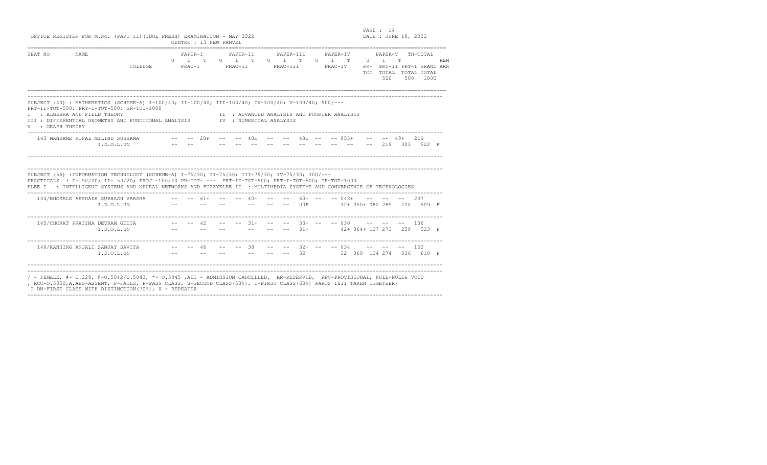OFFICE REGISTER FOR M.Sc. (PART II)(IDOL FRESH) EXAMINATION - MAY 2022

CENTRE : 13 NEW PANVEL

DATE : JUNE 18, 2022

```
SEAT NO       NAME                          PAPER-I       PAPER-II      PAPER-III      PAPER-IV       PAPER-V   TH-TOTAL
                                          U   I   T     U   I   T     U   I   T      U   I   T      U   I   T              REM
                            COLLEGE         PRAC-I        PRAC-II       PRAC-III       PRAC-IV      PR-  PRT-II PRT-I GRAND ARK
                                                                                                    TOT  TOTAL  TOTAL TOTAL
                                                                                                          500    500   1000
```

SUBJECT (40) : MATHEMATICS (SCHEME-A) I-100/40; II-100/40; III-100/40; IV-100/40; V-100/40; 500/---
PRT-II-TOT=500; PRT-I-TOT=500; GR-TOT=1000
I : ALGEBRA AND FIELD THEORY — II : ADVANCED ANALYSIS AND FOURIER ANALYSIS
III : DIFFERENTIAL GEOMETRY AND FUNCTIONAL ANALYSIS — IV : NUMERICAL ANALYSIS
V : GRAPH THEORY

```
  143 MANKAME KUNAL MILIND SUSHAMA       --  --  28F   --  --  40E   --  --  48E  --  -- 055+   --  --  48+  219
                 I.D.O.L.UN             --  --        --  --  --    --  --  --   --  --  --     --  219  303  522  F
```

SUBJECT (56) :INFORMATION TECHNOLOGY (SCHEME-A) I-75/30; II-75/30; III-75/30; IV-75/30; 300/---
PRACTICALS : I- 50/20; II- 50/20; PROJ -100/40 PR-TOT- --- PRT-II-TOT=500; PRT-I-TOT=500; GR-TOT=1000
ELEE I : INTELLIGENT SYSTEMS AND NEURAL NETWORKS AND FUZZYELEE II : MULTIMEDIA SYSTEMS AND CONVERGENCE OF TECHNOLOGIES

```
  144/BHOSALE AKSHADA SUBHASH VARSHA    --  --  61+   --  --  40+   --  --  63+  --  -- 043+   --  --  --   207
                 I.D.O.L.UN             --      --    --      --    --  --  00F          32+ 050+ 082 289  220  509  F

  145/CHORAT PRATIMA DEVRAM GEETA       --  --  42    --  --  31+   --  --  33+  --  -- 030    --  --  --   136
                 I.D.O.L.UN             --      --    --      --    --  --  31+          42+ 064+ 137 273  250  523  P

  146/RANSING ANJALI SANJAY SAVITA      --  --  46    --  --  38    --  --  32+  --  -- 034    --  --  --   150
                 I.D.O.L.UN             --      --    --      --    --  --  32           32  060  124 274  336  610  P
```

/ - FEMALE, #- O.229, @-O.5042/O.5043, \*- O.5045 ,ADC - ADMISSION CANCELLED, RR-RESERVED, RPV-PROVISIONAL, NULL-NULL& VOID
, RCC-O.5050,A,ABS-ABSENT, F-FAILS, P-PASS CLASS, S-SECOND CLASS(50%), I-FIRST CLASS(60%) PARTS I&II TAKEN TOGETHER)
I DN-FIRST CLASS WITH DISTINCTION(70%), X - REPEATER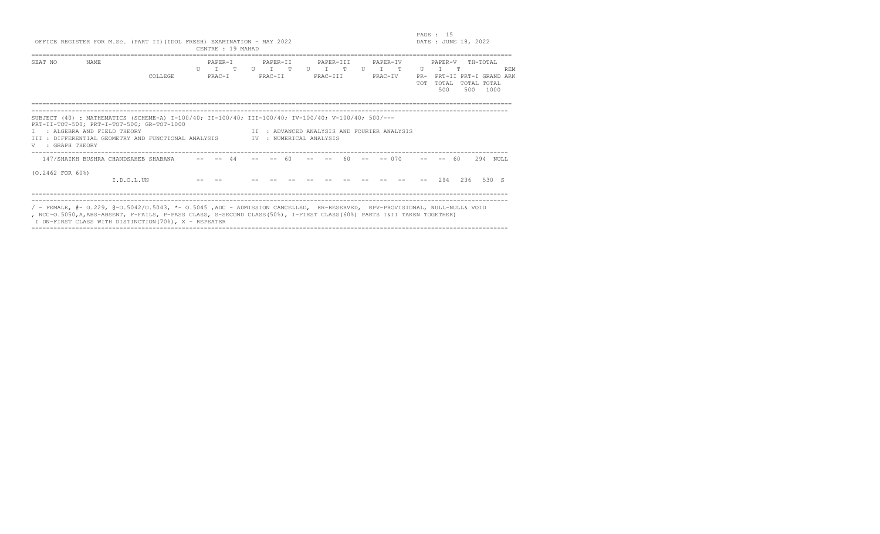OFFICE REGISTER FOR M.Sc. (PART II)(IDOL FRESH) EXAMINATION - MAY 2022

CENTRE : 19 MAHAD

DATE : JUNE 18, 2022

| SEAT NO | NAME | PAPER-I | PAPER-II | PAPER-III | PAPER-IV | PAPER-V | TH-TOTAL | REMARK |
|---|---|---|---|---|---|---|---|---|
| | COLLEGE | U I T / PRAC-I | U I T / PRAC-II | U I T / PRAC-III | U I T / PRAC-IV | U I T / PR-TOT | PRT-II TOTAL 500 / PRT-I TOTAL 500 / GRAND TOTAL 1000 | |

SUBJECT (40) : MATHEMATICS (SCHEME-A) I-100/40; II-100/40; III-100/40; IV-100/40; V-100/40; 500/---
PRT-II-TOT=500; PRT-I-TOT=500; GR-TOT=1000

I : ALGEBRA AND FIELD THEORY

II : ADVANCED ANALYSIS AND FOURIER ANALYSIS

III : DIFFERENTIAL GEOMETRY AND FUNCTIONAL ANALYSIS

IV : NUMERICAL ANALYSIS

V : GRAPH THEORY

| SEAT NO/NAME | PAPER-I (U I T) | PAPER-II (U I T) | PAPER-III (U I T) | PAPER-IV (U I T) | PAPER-V (U I T) | TH-TOTAL | REMARK |
|---|---|---|---|---|---|---|---|
| 147/SHAIKH BUSHRA CHANDSAHEB SHABANA | -- -- 44 | -- -- 60 | -- -- 60 | -- -- 070 | -- -- 60 | 294 | NULL |
| (O.2462 FOR 60%) I.D.O.L.UN | -- -- | -- -- -- | -- -- -- | -- -- -- | -- 294 | 236 530 | S |

/ - FEMALE, #- O.229, @-O.5042/O.5043, *- O.5045 ,ADC - ADMISSION CANCELLED, RR-RESERVED, RPV-PROVISIONAL, NULL-NULL& VOID
, RCC-O.5050,A,ABS-ABSENT, F-FAILS, P-PASS CLASS, S-SECOND CLASS(50%), I-FIRST CLASS(60%) PARTS I&II TAKEN TOGETHER)
I DN-FIRST CLASS WITH DISTINCTION(70%), X - REPEATER